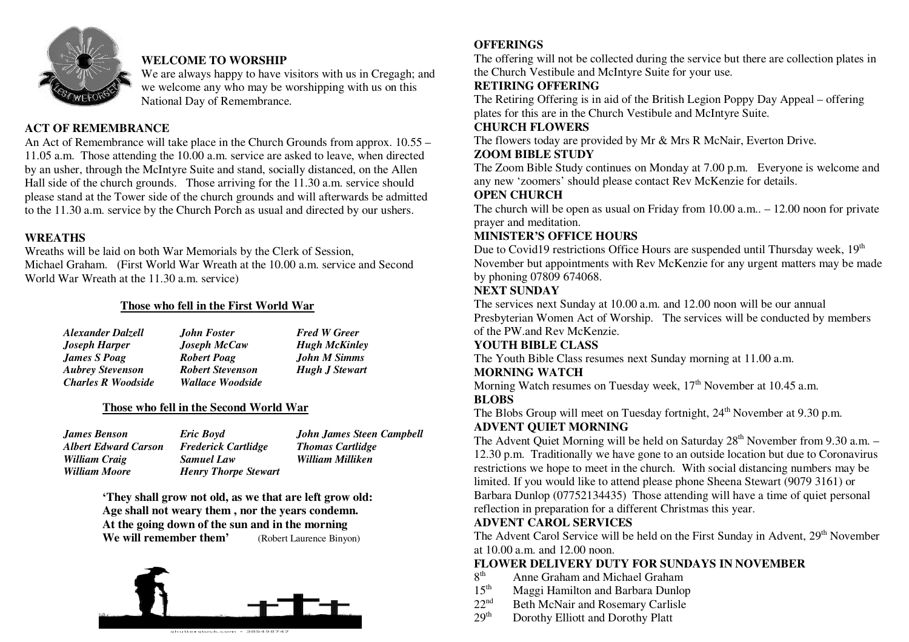## WELCOME TO WORSHIP

We are always happy to have visitors with us in Cregagh; and we welcome any who may be worshipping with us on this National Day of Remembrance.

## ACT OF REMEMBRANCE

An Act of Remembrance will take place in the Church Grounds from approx. 10.55 – 11.05 a.m. Those attending the 10.00 a.m. service are asked to leave, when directed by an usher, through the McIntyre Suite and stand, socially distanced, on the Allen Hall side of the church grounds. Those arriving for the 11.30 a.m. service should please stand at the Tower side of the church grounds and will afterwards be admitted to the 11.30 a.m. service by the Church Porch as usual and directed by our ushers.

## WREATHS

Wreaths will be laid on both War Memorials by the Clerk of Session, Michael Graham. (First World War Wreath at the 10.00 a.m. service and Second World War Wreath at the 11.30 a.m. service)

### Those who fell in the First World War

| | | |
|---|---|---|
| *Alexander Dalzell* | *John Foster* | *Fred W Greer* |
| *Joseph Harper* | *Joseph McCaw* | *Hugh McKinley* |
| *James S Poag* | *Robert Poag* | *John M Simms* |
| *Aubrey Stevenson* | *Robert Stevenson* | *Hugh J Stewart* |
| *Charles R Woodside* | *Wallace Woodside* | |

### Those who fell in the Second World War

| | | |
|---|---|---|
| *James Benson* | *Eric Boyd* | *John James Steen Campbell* |
| *Albert Edward Carson* | *Frederick Cartlidge* | *Thomas Cartlidge* |
| *William Craig* | *Samuel Law* | *William Milliken* |
| *William Moore* | *Henry Thorpe Stewart* | |

**'They shall grow not old, as we that are left grow old:**
**Age shall not weary them , nor the years condemn.**
**At the going down of the sun and in the morning**
**We will remember them'** (Robert Laurence Binyon)

## OFFERINGS

The offering will not be collected during the service but there are collection plates in the Church Vestibule and McIntyre Suite for your use.

## RETIRING OFFERING

The Retiring Offering is in aid of the British Legion Poppy Day Appeal – offering plates for this are in the Church Vestibule and McIntyre Suite.

## CHURCH FLOWERS

The flowers today are provided by Mr & Mrs R McNair, Everton Drive.

## ZOOM BIBLE STUDY

The Zoom Bible Study continues on Monday at 7.00 p.m. Everyone is welcome and any new 'zoomers' should please contact Rev McKenzie for details.

## OPEN CHURCH

The church will be open as usual on Friday from 10.00 a.m.. – 12.00 noon for private prayer and meditation.

## MINISTER'S OFFICE HOURS

Due to Covid19 restrictions Office Hours are suspended until Thursday week, 19th November but appointments with Rev McKenzie for any urgent matters may be made by phoning 07809 674068.

## NEXT SUNDAY

The services next Sunday at 10.00 a.m. and 12.00 noon will be our annual Presbyterian Women Act of Worship. The services will be conducted by members of the PW.and Rev McKenzie.

## YOUTH BIBLE CLASS

The Youth Bible Class resumes next Sunday morning at 11.00 a.m.

## MORNING WATCH

Morning Watch resumes on Tuesday week, 17th November at 10.45 a.m.

## BLOBS

The Blobs Group will meet on Tuesday fortnight, 24th November at 9.30 p.m.

## ADVENT QUIET MORNING

The Advent Quiet Morning will be held on Saturday 28th November from 9.30 a.m. – 12.30 p.m. Traditionally we have gone to an outside location but due to Coronavirus restrictions we hope to meet in the church. With social distancing numbers may be limited. If you would like to attend please phone Sheena Stewart (9079 3161) or Barbara Dunlop (07752134435) Those attending will have a time of quiet personal reflection in preparation for a different Christmas this year.

## ADVENT CAROL SERVICES

The Advent Carol Service will be held on the First Sunday in Advent, 29th November at 10.00 a.m. and 12.00 noon.

## FLOWER DELIVERY DUTY FOR SUNDAYS IN NOVEMBER

- 8th Anne Graham and Michael Graham
- 15th Maggi Hamilton and Barbara Dunlop
- 22nd Beth McNair and Rosemary Carlisle
- 29th Dorothy Elliott and Dorothy Platt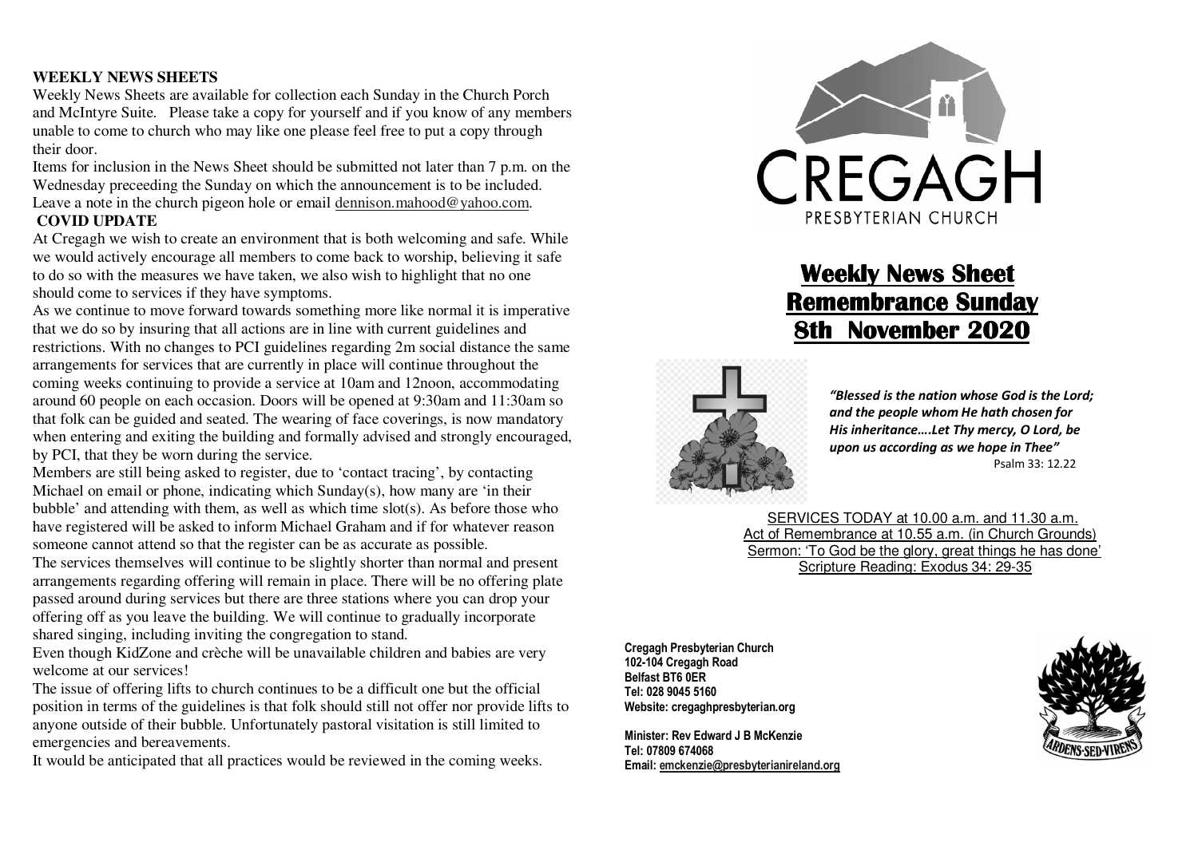**WEEKLY NEWS SHEETS**

Weekly News Sheets are available for collection each Sunday in the Church Porch and McIntyre Suite. Please take a copy for yourself and if you know of any members unable to come to church who may like one please feel free to put a copy through their door.

Items for inclusion in the News Sheet should be submitted not later than 7 p.m. on the Wednesday preceeding the Sunday on which the announcement is to be included. Leave a note in the church pigeon hole or email dennison.mahood@yahoo.com.

**COVID UPDATE**

At Cregagh we wish to create an environment that is both welcoming and safe. While we would actively encourage all members to come back to worship, believing it safe to do so with the measures we have taken, we also wish to highlight that no one should come to services if they have symptoms.

As we continue to move forward towards something more like normal it is imperative that we do so by insuring that all actions are in line with current guidelines and restrictions. With no changes to PCI guidelines regarding 2m social distance the same arrangements for services that are currently in place will continue throughout the coming weeks continuing to provide a service at 10am and 12noon, accommodating around 60 people on each occasion. Doors will be opened at 9:30am and 11:30am so that folk can be guided and seated. The wearing of face coverings, is now mandatory when entering and exiting the building and formally advised and strongly encouraged, by PCI, that they be worn during the service.

Members are still being asked to register, due to 'contact tracing', by contacting Michael on email or phone, indicating which Sunday(s), how many are 'in their bubble' and attending with them, as well as which time slot(s). As before those who have registered will be asked to inform Michael Graham and if for whatever reason someone cannot attend so that the register can be as accurate as possible.

The services themselves will continue to be slightly shorter than normal and present arrangements regarding offering will remain in place. There will be no offering plate passed around during services but there are three stations where you can drop your offering off as you leave the building. We will continue to gradually incorporate shared singing, including inviting the congregation to stand.

Even though KidZone and crèche will be unavailable children and babies are very welcome at our services!

The issue of offering lifts to church continues to be a difficult one but the official position in terms of the guidelines is that folk should still not offer nor provide lifts to anyone outside of their bubble. Unfortunately pastoral visitation is still limited to emergencies and bereavements.

It would be anticipated that all practices would be reviewed in the coming weeks.

CREGAGH
PRESBYTERIAN CHURCH

# Weekly News Sheet
# Remembrance Sunday
# 8th November 2020

*"Blessed is the nation whose God is the Lord; and the people whom He hath chosen for His inheritance….Let Thy mercy, O Lord, be upon us according as we hope in Thee"*
Psalm 33: 12.22

SERVICES TODAY at 10.00 a.m. and 11.30 a.m.
Act of Remembrance at 10.55 a.m. (in Church Grounds)
Sermon: 'To God be the glory, great things he has done'
Scripture Reading: Exodus 34: 29-35

**Cregagh Presbyterian Church**
**102-104 Cregagh Road**
**Belfast BT6 0ER**
**Tel: 028 9045 5160**
**Website: cregaghpresbyterian.org**

**Minister: Rev Edward J B McKenzie**
**Tel: 07809 674068**
**Email: emckenzie@presbyterianireland.org**

ARDENS·SED·VIRENS